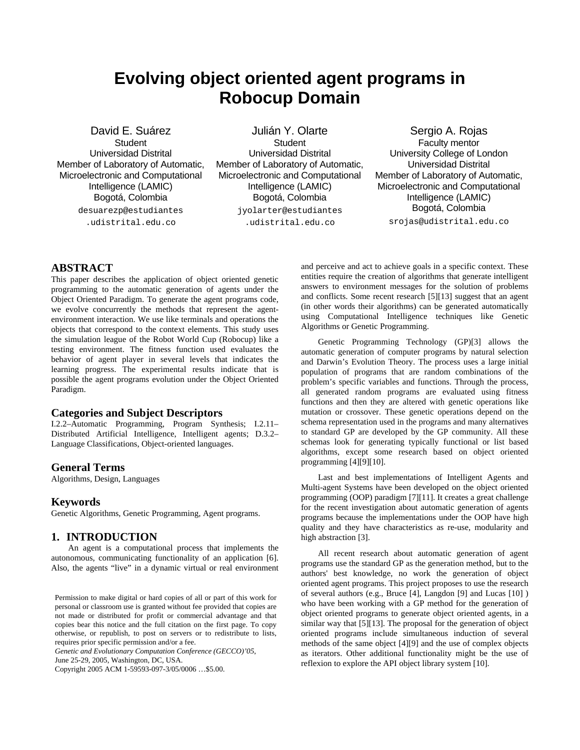# Evolving object oriented agent programs in Robocup Domain

David E. Suárez
Student
Universidad Distrital
Member of Laboratory of Automatic, Microelectronic and Computational Intelligence (LAMIC)
Bogotá, Colombia
desuarezp@estudiantes.udistrital.edu.co

Julián Y. Olarte
Student
Universidad Distrital
Member of Laboratory of Automatic, Microelectronic and Computational Intelligence (LAMIC)
Bogotá, Colombia
jyolarter@estudiantes.udistrital.edu.co

Sergio A. Rojas
Faculty mentor
University College of London
Universidad Distrital
Member of Laboratory of Automatic, Microelectronic and Computational Intelligence (LAMIC)
Bogotá, Colombia
srojas@udistrital.edu.co

## ABSTRACT

This paper describes the application of object oriented genetic programming to the automatic generation of agents under the Object Oriented Paradigm. To generate the agent programs code, we evolve concurrently the methods that represent the agent-environment interaction. We use like terminals and operations the objects that correspond to the context elements. This study uses the simulation league of the Robot World Cup (Robocup) like a testing environment. The fitness function used evaluates the behavior of agent player in several levels that indicates the learning progress. The experimental results indicate that is possible the agent programs evolution under the Object Oriented Paradigm.

## Categories and Subject Descriptors

I.2.2–Automatic Programming, Program Synthesis; I.2.11–Distributed Artificial Intelligence, Intelligent agents; D.3.2–Language Classifications, Object-oriented languages.

## General Terms

Algorithms, Design, Languages

## Keywords

Genetic Algorithms, Genetic Programming, Agent programs.

## 1. INTRODUCTION

An agent is a computational process that implements the autonomous, communicating functionality of an application [6]. Also, the agents "live" in a dynamic virtual or real environment and perceive and act to achieve goals in a specific context. These entities require the creation of algorithms that generate intelligent answers to environment messages for the solution of problems and conflicts. Some recent research [5][13] suggest that an agent (in other words their algorithms) can be generated automatically using Computational Intelligence techniques like Genetic Algorithms or Genetic Programming.

Genetic Programming Technology (GP)[3] allows the automatic generation of computer programs by natural selection and Darwin's Evolution Theory. The process uses a large initial population of programs that are random combinations of the problem's specific variables and functions. Through the process, all generated random programs are evaluated using fitness functions and then they are altered with genetic operations like mutation or crossover. These genetic operations depend on the schema representation used in the programs and many alternatives to standard GP are developed by the GP community. All these schemas look for generating typically functional or list based algorithms, except some research based on object oriented programming [4][9][10].

Last and best implementations of Intelligent Agents and Multi-agent Systems have been developed on the object oriented programming (OOP) paradigm [7][11]. It creates a great challenge for the recent investigation about automatic generation of agents programs because the implementations under the OOP have high quality and they have characteristics as re-use, modularity and high abstraction [3].

All recent research about automatic generation of agent programs use the standard GP as the generation method, but to the authors' best knowledge, no work the generation of object oriented agent programs. This project proposes to use the research of several authors (e.g., Bruce [4], Langdon [9] and Lucas [10] ) who have been working with a GP method for the generation of object oriented programs to generate object oriented agents, in a similar way that [5][13]. The proposal for the generation of object oriented programs include simultaneous induction of several methods of the same object [4][9] and the use of complex objects as iterators. Other additional functionality might be the use of reflexion to explore the API object library system [10].

Permission to make digital or hard copies of all or part of this work for personal or classroom use is granted without fee provided that copies are not made or distributed for profit or commercial advantage and that copies bear this notice and the full citation on the first page. To copy otherwise, or republish, to post on servers or to redistribute to lists, requires prior specific permission and/or a fee.
*Genetic and Evolutionary Computation Conference (GECCO)'05,*
June 25-29, 2005, Washington, DC, USA.
Copyright 2005 ACM 1-59593-097-3/05/0006 …$5.00.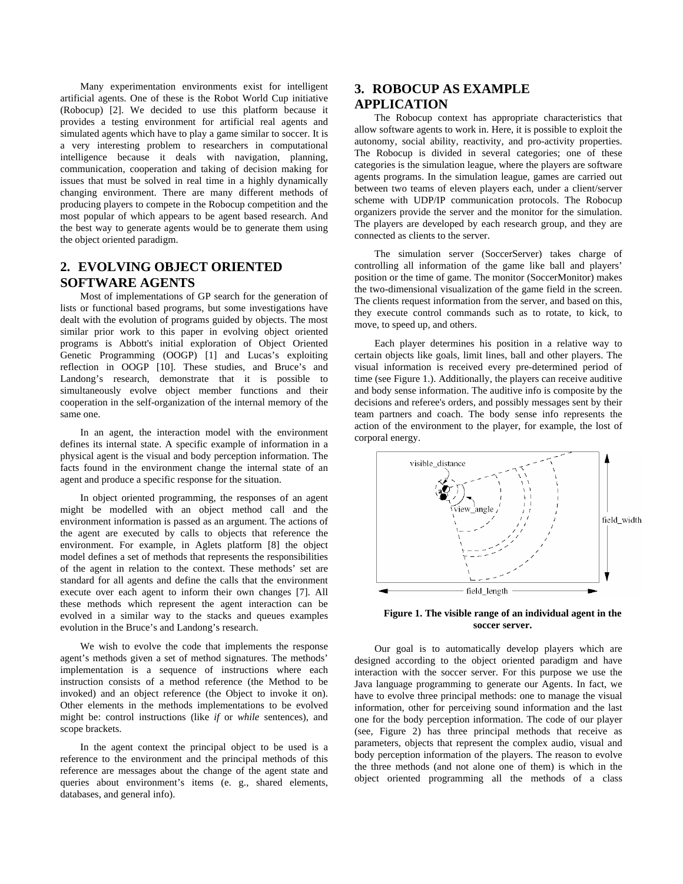Many experimentation environments exist for intelligent artificial agents. One of these is the Robot World Cup initiative (Robocup) [2]. We decided to use this platform because it provides a testing environment for artificial real agents and simulated agents which have to play a game similar to soccer. It is a very interesting problem to researchers in computational intelligence because it deals with navigation, planning, communication, cooperation and taking of decision making for issues that must be solved in real time in a highly dynamically changing environment. There are many different methods of producing players to compete in the Robocup competition and the most popular of which appears to be agent based research. And the best way to generate agents would be to generate them using the object oriented paradigm.

## 2. EVOLVING OBJECT ORIENTED SOFTWARE AGENTS

Most of implementations of GP search for the generation of lists or functional based programs, but some investigations have dealt with the evolution of programs guided by objects. The most similar prior work to this paper in evolving object oriented programs is Abbott's initial exploration of Object Oriented Genetic Programming (OOGP) [1] and Lucas's exploiting reflection in OOGP [10]. These studies, and Bruce's and Landong's research, demonstrate that it is possible to simultaneously evolve object member functions and their cooperation in the self-organization of the internal memory of the same one.

In an agent, the interaction model with the environment defines its internal state. A specific example of information in a physical agent is the visual and body perception information. The facts found in the environment change the internal state of an agent and produce a specific response for the situation.

In object oriented programming, the responses of an agent might be modelled with an object method call and the environment information is passed as an argument. The actions of the agent are executed by calls to objects that reference the environment. For example, in Aglets platform [8] the object model defines a set of methods that represents the responsibilities of the agent in relation to the context. These methods' set are standard for all agents and define the calls that the environment execute over each agent to inform their own changes [7]. All these methods which represent the agent interaction can be evolved in a similar way to the stacks and queues examples evolution in the Bruce's and Landong's research.

We wish to evolve the code that implements the response agent's methods given a set of method signatures. The methods' implementation is a sequence of instructions where each instruction consists of a method reference (the Method to be invoked) and an object reference (the Object to invoke it on). Other elements in the methods implementations to be evolved might be: control instructions (like *if* or *while* sentences), and scope brackets.

In the agent context the principal object to be used is a reference to the environment and the principal methods of this reference are messages about the change of the agent state and queries about environment's items (e. g., shared elements, databases, and general info).

## 3. ROBOCUP AS EXAMPLE APPLICATION

The Robocup context has appropriate characteristics that allow software agents to work in. Here, it is possible to exploit the autonomy, social ability, reactivity, and pro-activity properties. The Robocup is divided in several categories; one of these categories is the simulation league, where the players are software agents programs. In the simulation league, games are carried out between two teams of eleven players each, under a client/server scheme with UDP/IP communication protocols. The Robocup organizers provide the server and the monitor for the simulation. The players are developed by each research group, and they are connected as clients to the server.

The simulation server (SoccerServer) takes charge of controlling all information of the game like ball and players' position or the time of game. The monitor (SoccerMonitor) makes the two-dimensional visualization of the game field in the screen. The clients request information from the server, and based on this, they execute control commands such as to rotate, to kick, to move, to speed up, and others.

Each player determines his position in a relative way to certain objects like goals, limit lines, ball and other players. The visual information is received every pre-determined period of time (see Figure 1.). Additionally, the players can receive auditive and body sense information. The auditive info is composite by the decisions and referee's orders, and possibly messages sent by their team partners and coach. The body sense info represents the action of the environment to the player, for example, the lost of corporal energy.

visible_distance

view_angle

field_width

field_length

**Figure 1. The visible range of an individual agent in the soccer server.**

Our goal is to automatically develop players which are designed according to the object oriented paradigm and have interaction with the soccer server. For this purpose we use the Java language programming to generate our Agents. In fact, we have to evolve three principal methods: one to manage the visual information, other for perceiving sound information and the last one for the body perception information. The code of our player (see, Figure 2) has three principal methods that receive as parameters, objects that represent the complex audio, visual and body perception information of the players. The reason to evolve the three methods (and not alone one of them) is which in the object oriented programming all the methods of a class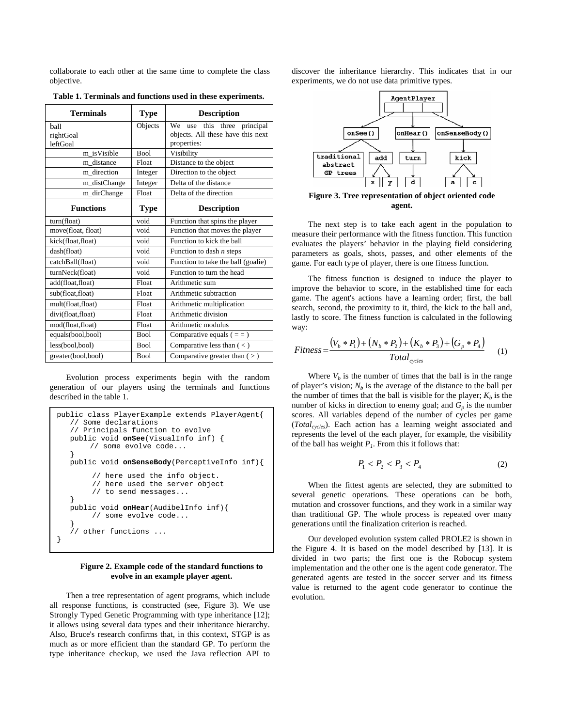collaborate to each other at the same time to complete the class objective.

**Table 1. Terminals and functions used in these experiments.**

| Terminals | Type | Description |
|---|---|---|
| ball<br>rightGoal<br>leftGoal | Objects | We use this three principal objects. All these have this next properties: |
| m_isVisible | Bool | Visibility |
| m_distance | Float | Distance to the object |
| m_direction | Integer | Direction to the object |
| m_distChange | Integer | Delta of the distance |
| m_dirChange | Float | Delta of the direction |
| **Functions** | **Type** | **Description** |
| turn(float) | void | Function that spins the player |
| move(float, float) | void | Function that moves the player |
| kick(float,float) | void | Function to kick the ball |
| dash(float) | void | Function to dash *n* steps |
| catchBall(float) | void | Function to take the ball (goalie) |
| turnNeck(float) | void | Function to turn the head |
| add(float,float) | Float | Arithmetic sum |
| sub(float,float) | Float | Arithmetic subtraction |
| mult(float,float) | Float | Arithmetic multiplication |
| divi(float,float) | Float | Arithmetic division |
| mod(float,float) | Float | Arithmetic modulus |
| equals(bool,bool) | Bool | Comparative equals ( = = ) |
| less(bool,bool) | Bool | Comparative less than ( < ) |
| greater(bool,bool) | Bool | Comparative greater than ( > ) |

Evolution process experiments begin with the random generation of our players using the terminals and functions described in the table 1.

```
public class PlayerExample extends PlayerAgent{
   // Some declarations
   // Principals function to evolve
   public void onSee(VisualInfo inf) {
       // some evolve code...
   }
   public void onSenseBody(PerceptiveInfo inf){

         // here used the info object.
         // here used the server object
         // to send messages...
   }
   public void onHear(AudibelInfo inf){
         // some evolve code...
   }
   // other functions ...
}
```

**Figure 2. Example code of the standard functions to evolve in an example player agent.**

Then a tree representation of agent programs, which include all response functions, is constructed (see, Figure 3). We use Strongly Typed Genetic Programming with type inheritance [12]; it allows using several data types and their inheritance hierarchy. Also, Bruce's research confirms that, in this context, STGP is as much as or more efficient than the standard GP. To perform the type inheritance checkup, we used the Java reflection API to discover the inheritance hierarchy. This indicates that in our experiments, we do not use data primitive types.

**Figure 3. Tree representation of object oriented code agent.**

The next step is to take each agent in the population to measure their performance with the fitness function. This function evaluates the players' behavior in the playing field considering parameters as goals, shots, passes, and other elements of the game. For each type of player, there is one fitness function.

The fitness function is designed to induce the player to improve the behavior to score, in the established time for each game. The agent's actions have a learning order; first, the ball search, second, the proximity to it, third, the kick to the ball and, lastly to score. The fitness function is calculated in the following way:

$$Fitness = \frac{(V_b * P_1) + (N_b * P_2) + (K_b * P_3) + (G_p * P_4)}{Total_{cycles}} \quad (1)$$

Where $V_b$ is the number of times that the ball is in the range of player's vision; $N_b$ is the average of the distance to the ball per the number of times that the ball is visible for the player; $K_b$ is the number of kicks in direction to enemy goal; and $G_p$ is the number scores. All variables depend of the number of cycles per game ($Total_{cycles}$). Each action has a learning weight associated and represents the level of the each player, for example, the visibility of the ball has weight $P_1$. From this it follows that:

$$P_1 < P_2 < P_3 < P_4 \quad (2)$$

When the fittest agents are selected, they are submitted to several genetic operations. These operations can be both, mutation and crossover functions, and they work in a similar way than traditional GP. The whole process is repeated over many generations until the finalization criterion is reached.

Our developed evolution system called PROLE2 is shown in the Figure 4. It is based on the model described by [13]. It is divided in two parts; the first one is the Robocup system implementation and the other one is the agent code generator. The generated agents are tested in the soccer server and its fitness value is returned to the agent code generator to continue the evolution.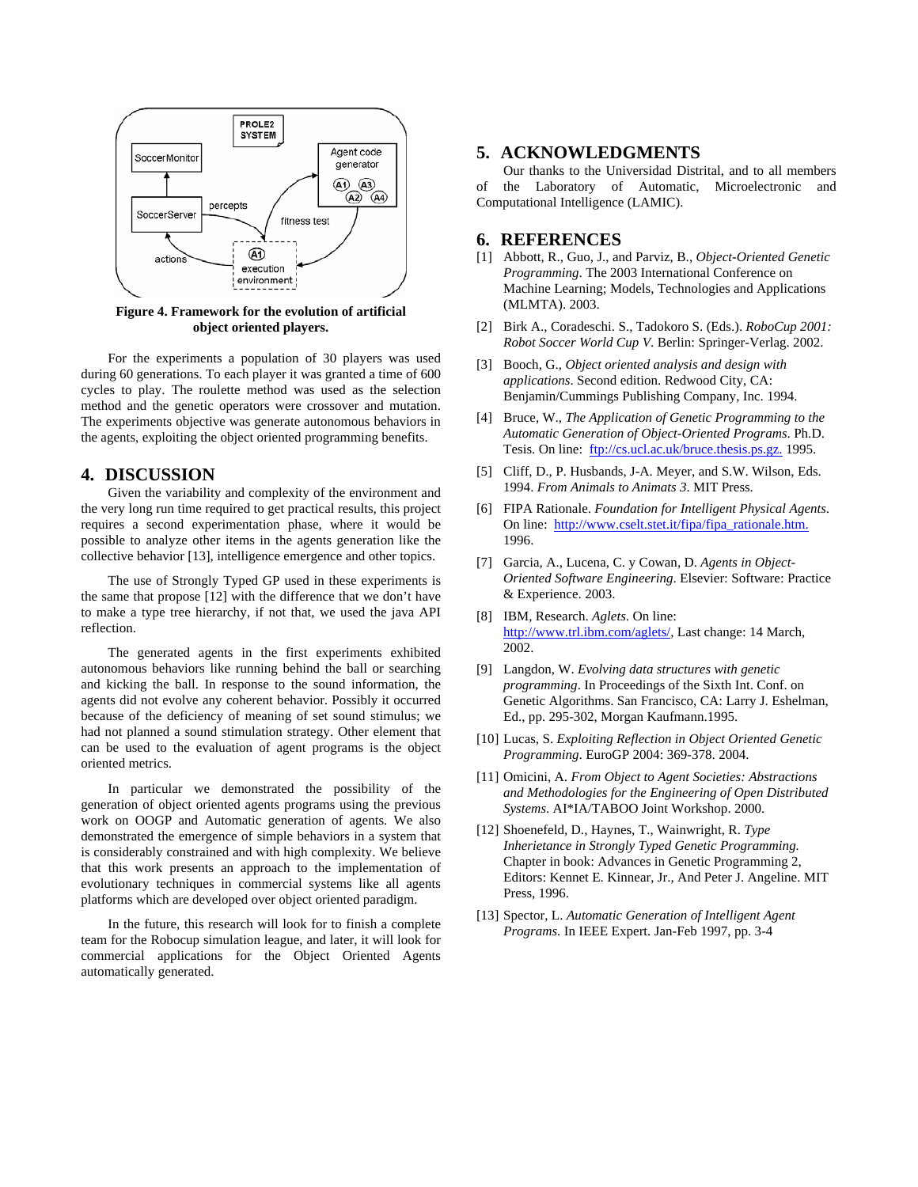PROLE2 SYSTEM

SoccerMonitor

SoccerServer

percepts

actions

Agent code generator

A1 A3 A2 A4

fitness test

A1 execution environment

**Figure 4. Framework for the evolution of artificial object oriented players.**

For the experiments a population of 30 players was used during 60 generations. To each player it was granted a time of 600 cycles to play. The roulette method was used as the selection method and the genetic operators were crossover and mutation. The experiments objective was generate autonomous behaviors in the agents, exploiting the object oriented programming benefits.

## 4. DISCUSSION

Given the variability and complexity of the environment and the very long run time required to get practical results, this project requires a second experimentation phase, where it would be possible to analyze other items in the agents generation like the collective behavior [13], intelligence emergence and other topics.

The use of Strongly Typed GP used in these experiments is the same that propose [12] with the difference that we don't have to make a type tree hierarchy, if not that, we used the java API reflection.

The generated agents in the first experiments exhibited autonomous behaviors like running behind the ball or searching and kicking the ball. In response to the sound information, the agents did not evolve any coherent behavior. Possibly it occurred because of the deficiency of meaning of set sound stimulus; we had not planned a sound stimulation strategy. Other element that can be used to the evaluation of agent programs is the object oriented metrics.

In particular we demonstrated the possibility of the generation of object oriented agents programs using the previous work on OOGP and Automatic generation of agents. We also demonstrated the emergence of simple behaviors in a system that is considerably constrained and with high complexity. We believe that this work presents an approach to the implementation of evolutionary techniques in commercial systems like all agents platforms which are developed over object oriented paradigm.

In the future, this research will look for to finish a complete team for the Robocup simulation league, and later, it will look for commercial applications for the Object Oriented Agents automatically generated.

## 5. ACKNOWLEDGMENTS

Our thanks to the Universidad Distrital, and to all members of the Laboratory of Automatic, Microelectronic and Computational Intelligence (LAMIC).

## 6. REFERENCES

[1] Abbott, R., Guo, J., and Parviz, B., *Object-Oriented Genetic Programming*. The 2003 International Conference on Machine Learning; Models, Technologies and Applications (MLMTA). 2003.

[2] Birk A., Coradeschi. S., Tadokoro S. (Eds.). *RoboCup 2001: Robot Soccer World Cup V*. Berlin: Springer-Verlag. 2002.

[3] Booch, G., *Object oriented analysis and design with applications*. Second edition. Redwood City, CA: Benjamin/Cummings Publishing Company, Inc. 1994.

[4] Bruce, W., *The Application of Genetic Programming to the Automatic Generation of Object-Oriented Programs*. Ph.D. Tesis. On line: ftp://cs.ucl.ac.uk/bruce.thesis.ps.gz. 1995.

[5] Cliff, D., P. Husbands, J-A. Meyer, and S.W. Wilson, Eds. 1994. *From Animals to Animats 3*. MIT Press.

[6] FIPA Rationale. *Foundation for Intelligent Physical Agents*. On line: http://www.cselt.stet.it/fipa/fipa_rationale.htm. 1996.

[7] Garcia, A., Lucena, C. y Cowan, D. *Agents in Object-Oriented Software Engineering*. Elsevier: Software: Practice & Experience. 2003.

[8] IBM, Research. *Aglets*. On line: http://www.trl.ibm.com/aglets/, Last change: 14 March, 2002.

[9] Langdon, W. *Evolving data structures with genetic programming*. In Proceedings of the Sixth Int. Conf. on Genetic Algorithms. San Francisco, CA: Larry J. Eshelman, Ed., pp. 295-302, Morgan Kaufmann.1995.

[10] Lucas, S. *Exploiting Reflection in Object Oriented Genetic Programming*. EuroGP 2004: 369-378. 2004.

[11] Omicini, A. *From Object to Agent Societies: Abstractions and Methodologies for the Engineering of Open Distributed Systems*. AI*IA/TABOO Joint Workshop. 2000.

[12] Shoenefeld, D., Haynes, T., Wainwright, R. *Type Inheritance in Strongly Typed Genetic Programming.* Chapter in book: Advances in Genetic Programming 2, Editors: Kennet E. Kinnear, Jr., And Peter J. Angeline. MIT Press, 1996.

[13] Spector, L. *Automatic Generation of Intelligent Agent Programs*. In IEEE Expert. Jan-Feb 1997, pp. 3-4